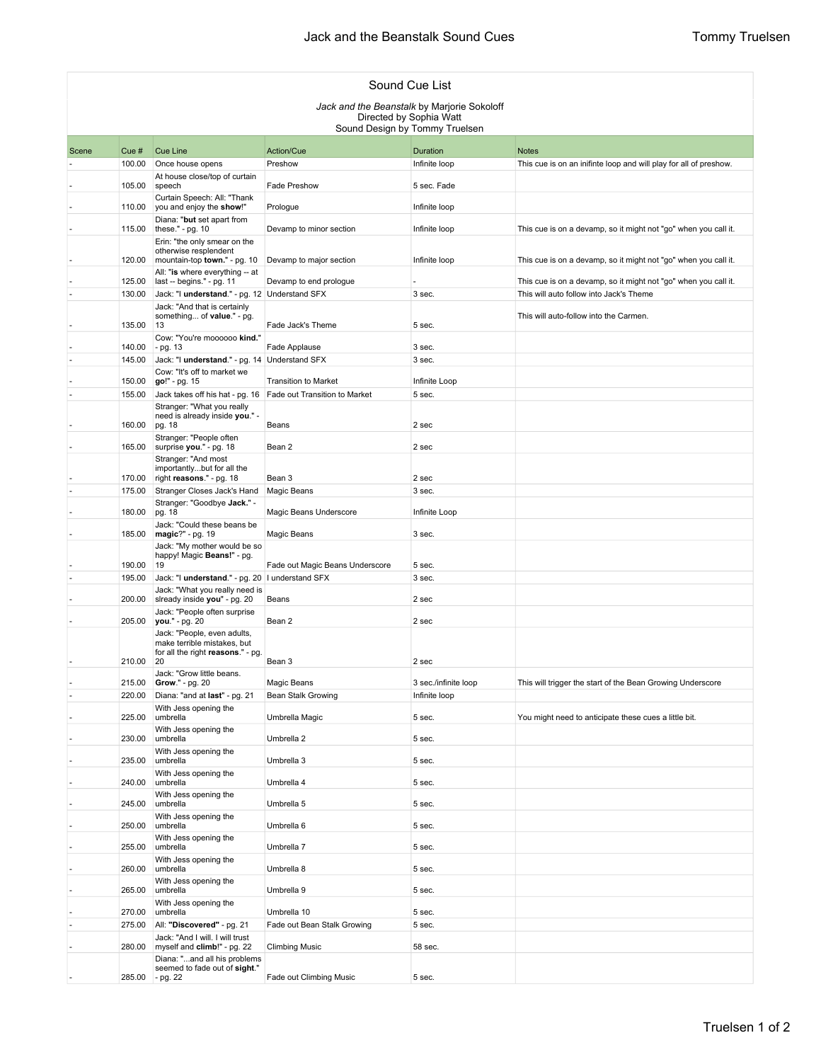# Sound Cue List

*Jack and the Beanstalk* by Marjorie Sokoloff
Directed by Sophia Watt
Sound Design by Tommy Truelsen

| Scene | Cue # | Cue Line | Action/Cue | Duration | Notes |
|---|---|---|---|---|---|
| - | 100.00 | Once house opens | Preshow | Infinite loop | This cue is on an inifinte loop and will play for all of preshow. |
| - | 105.00 | At house close/top of curtain speech | Fade Preshow | 5 sec. Fade | |
| - | 110.00 | Curtain Speech: All: "Thank you and enjoy the **show**!" | Prologue | Infinite loop | |
| - | 115.00 | Diana: "**but** set apart from these." - pg. 10 | Devamp to minor section | Infinite loop | This cue is on a devamp, so it might not "go" when you call it. |
| - | 120.00 | Erin: "the only smear on the otherwise resplendent mountain-top **town**." - pg. 10 | Devamp to major section | Infinite loop | This cue is on a devamp, so it might not "go" when you call it. |
| - | 125.00 | All: "**is** where everything -- at last -- begins." - pg. 11 | Devamp to end prologue | - | This cue is on a devamp, so it might not "go" when you call it. |
| - | 130.00 | Jack: "I **understand**." - pg. 12 | Understand SFX | 3 sec. | This will auto follow into Jack's Theme |
| - | 135.00 | Jack: "And that is certainly something... of **value**." - pg. 13 | Fade Jack's Theme | 5 sec. | This will auto-follow into the Carmen. |
| - | 140.00 | Cow: "You're moooooo **kind**." - pg. 13 | Fade Applause | 3 sec. | |
| - | 145.00 | Jack: "I **understand**." - pg. 14 | Understand SFX | 3 sec. | |
| - | 150.00 | Cow: "It's off to market we **go**!" - pg. 15 | Transition to Market | Infinite Loop | |
| - | 155.00 | Jack takes off his hat - pg. 16 | Fade out Transition to Market | 5 sec. | |
| - | 160.00 | Stranger: "What you really need is already inside **you**." - pg. 18 | Beans | 2 sec | |
| - | 165.00 | Stranger: "People often surprise **you**." - pg. 18 | Bean 2 | 2 sec | |
| - | 170.00 | Stranger: "And most importantly...but for all the right **reasons**." - pg. 18 | Bean 3 | 2 sec | |
| - | 175.00 | Stranger Closes Jack's Hand | Magic Beans | 3 sec. | |
| - | 180.00 | Stranger: "Goodbye **Jack**." - pg. 18 | Magic Beans Underscore | Infinite Loop | |
| - | 185.00 | Jack: "Could these beans be **magic**?" - pg. 19 | Magic Beans | 3 sec. | |
| - | 190.00 | Jack: "My mother would be so happy! Magic **Beans**!" - pg. 19 | Fade out Magic Beans Underscore | 5 sec. | |
| - | 195.00 | Jack: "I **understand**." - pg. 20 | I understand SFX | 3 sec. | |
| - | 200.00 | Jack: "What you really need is slready inside **you**" - pg. 20 | Beans | 2 sec | |
| - | 205.00 | Jack: "People often surprise **you**." - pg. 20 | Bean 2 | 2 sec | |
| - | 210.00 | Jack: "People, even adults, make terrible mistakes, but for all the right **reasons**." - pg. 20 | Bean 3 | 2 sec | |
| - | 215.00 | Jack: "Grow little beans. **Grow**." - pg. 20 | Magic Beans | 3 sec./infinite loop | This will trigger the start of the Bean Growing Underscore |
| - | 220.00 | Diana: "and at **last**" - pg. 21 | Bean Stalk Growing | Infinite loop | |
| - | 225.00 | With Jess opening the umbrella | Umbrella Magic | 5 sec. | You might need to anticipate these cues a little bit. |
| - | 230.00 | With Jess opening the umbrella | Umbrella 2 | 5 sec. | |
| - | 235.00 | With Jess opening the umbrella | Umbrella 3 | 5 sec. | |
| - | 240.00 | With Jess opening the umbrella | Umbrella 4 | 5 sec. | |
| - | 245.00 | With Jess opening the umbrella | Umbrella 5 | 5 sec. | |
| - | 250.00 | With Jess opening the umbrella | Umbrella 6 | 5 sec. | |
| - | 255.00 | With Jess opening the umbrella | Umbrella 7 | 5 sec. | |
| - | 260.00 | With Jess opening the umbrella | Umbrella 8 | 5 sec. | |
| - | 265.00 | With Jess opening the umbrella | Umbrella 9 | 5 sec. | |
| - | 270.00 | With Jess opening the umbrella | Umbrella 10 | 5 sec. | |
| - | 275.00 | All: **"Discovered"** - pg. 21 | Fade out Bean Stalk Growing | 5 sec. | |
| - | 280.00 | Jack: "And I will. I will trust myself and **climb**!" - pg. 22 | Climbing Music | 58 sec. | |
| - | 285.00 | Diana: "...and all his problems seemed to fade out of **sight**." - pg. 22 | Fade out Climbing Music | 5 sec. | |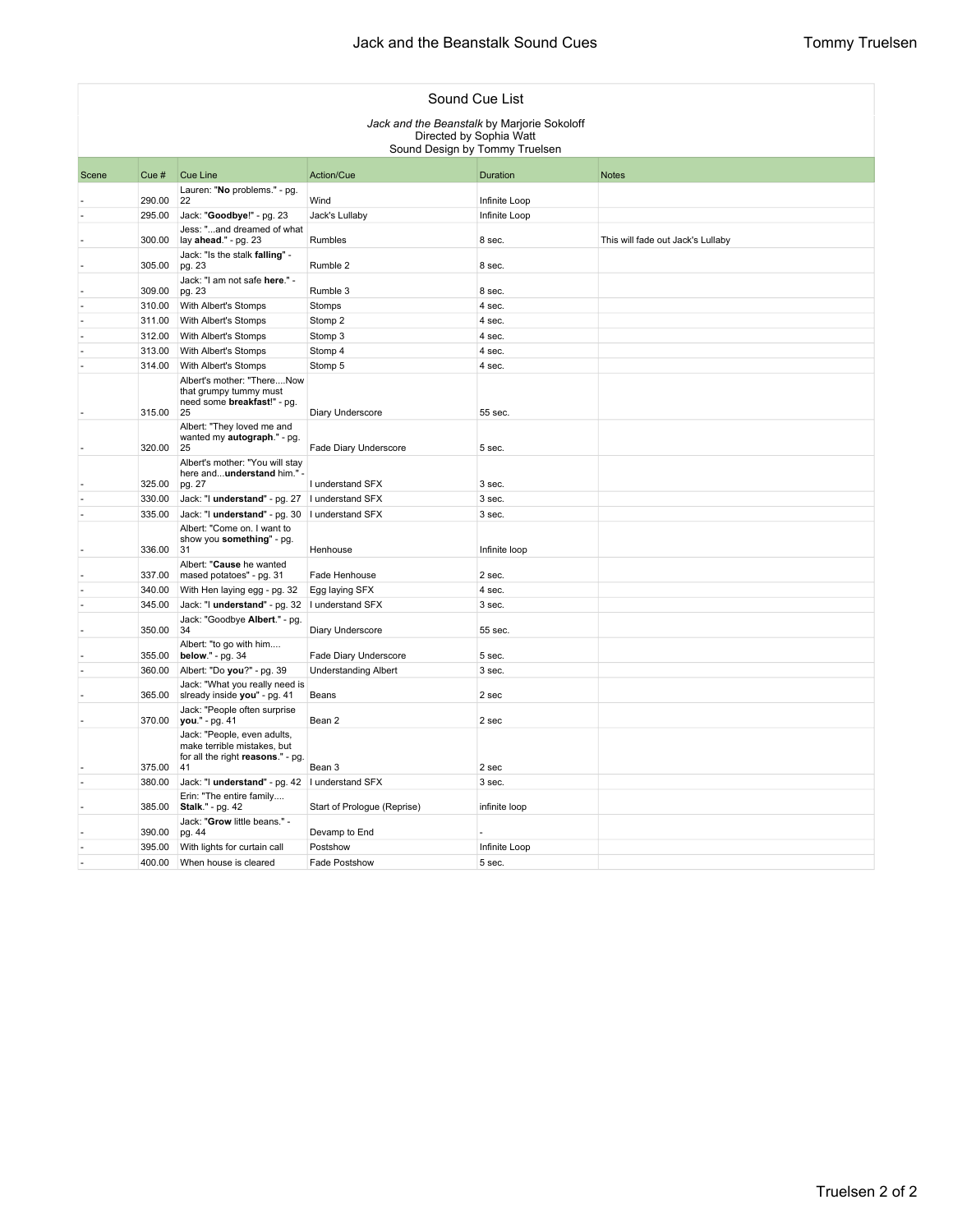## Sound Cue List

*Jack and the Beanstalk* by Marjorie Sokoloff
Directed by Sophia Watt
Sound Design by Tommy Truelsen

| Scene | Cue # | Cue Line | Action/Cue | Duration | Notes |
|---|---|---|---|---|---|
| - | 290.00 | Lauren: "**No** problems." - pg. 22 | Wind | Infinite Loop | |
| - | 295.00 | Jack: "**Goodbye**!" - pg. 23 | Jack's Lullaby | Infinite Loop | |
| - | 300.00 | Jess: "...and dreamed of what lay **ahead**." - pg. 23 | Rumbles | 8 sec. | This will fade out Jack's Lullaby |
| - | 305.00 | Jack: "Is the stalk **falling**" - pg. 23 | Rumble 2 | 8 sec. | |
| - | 309.00 | Jack: "I am not safe **here**." - pg. 23 | Rumble 3 | 8 sec. | |
| - | 310.00 | With Albert's Stomps | Stomps | 4 sec. | |
| - | 311.00 | With Albert's Stomps | Stomp 2 | 4 sec. | |
| - | 312.00 | With Albert's Stomps | Stomp 3 | 4 sec. | |
| - | 313.00 | With Albert's Stomps | Stomp 4 | 4 sec. | |
| - | 314.00 | With Albert's Stomps | Stomp 5 | 4 sec. | |
| - | 315.00 | Albert's mother: "There....Now that grumpy tummy must need some **breakfast**!" - pg. 25 | Diary Underscore | 55 sec. | |
| - | 320.00 | Albert: "They loved me and wanted my **autograph**." - pg. 25 | Fade Diary Underscore | 5 sec. | |
| - | 325.00 | Albert's mother: "You will stay here and...**understand** him." - pg. 27 | I understand SFX | 3 sec. | |
| - | 330.00 | Jack: "I **understand**" - pg. 27 | I understand SFX | 3 sec. | |
| - | 335.00 | Jack: "I **understand**" - pg. 30 | I understand SFX | 3 sec. | |
| - | 336.00 | Albert: "Come on. I want to show you **something**" - pg. 31 | Henhouse | Infinite loop | |
| - | 337.00 | Albert: "**Cause** he wanted mased potatoes" - pg. 31 | Fade Henhouse | 2 sec. | |
| - | 340.00 | With Hen laying egg - pg. 32 | Egg laying SFX | 4 sec. | |
| - | 345.00 | Jack: "I **understand**" - pg. 32 | I understand SFX | 3 sec. | |
| - | 350.00 | Jack: "Goodbye **Albert**." - pg. 34 | Diary Underscore | 55 sec. | |
| - | 355.00 | Albert: "to go with him.... **below**." - pg. 34 | Fade Diary Underscore | 5 sec. | |
| - | 360.00 | Albert: "Do **you**?" - pg. 39 | Understanding Albert | 3 sec. | |
| - | 365.00 | Jack: "What you really need is slready inside **you**" - pg. 41 | Beans | 2 sec | |
| - | 370.00 | Jack: "People often surprise **you**." - pg. 41 | Bean 2 | 2 sec | |
| - | 375.00 | Jack: "People, even adults, make terrible mistakes, but for all the right **reasons**." - pg. 41 | Bean 3 | 2 sec | |
| - | 380.00 | Jack: "I **understand**" - pg. 42 | I understand SFX | 3 sec. | |
| - | 385.00 | Erin: "The entire family.... **Stalk**." - pg. 42 | Start of Prologue (Reprise) | infinite loop | |
| - | 390.00 | Jack: "**Grow** little beans." - pg. 44 | Devamp to End | - | |
| - | 395.00 | With lights for curtain call | Postshow | Infinite Loop | |
| - | 400.00 | When house is cleared | Fade Postshow | 5 sec. | |